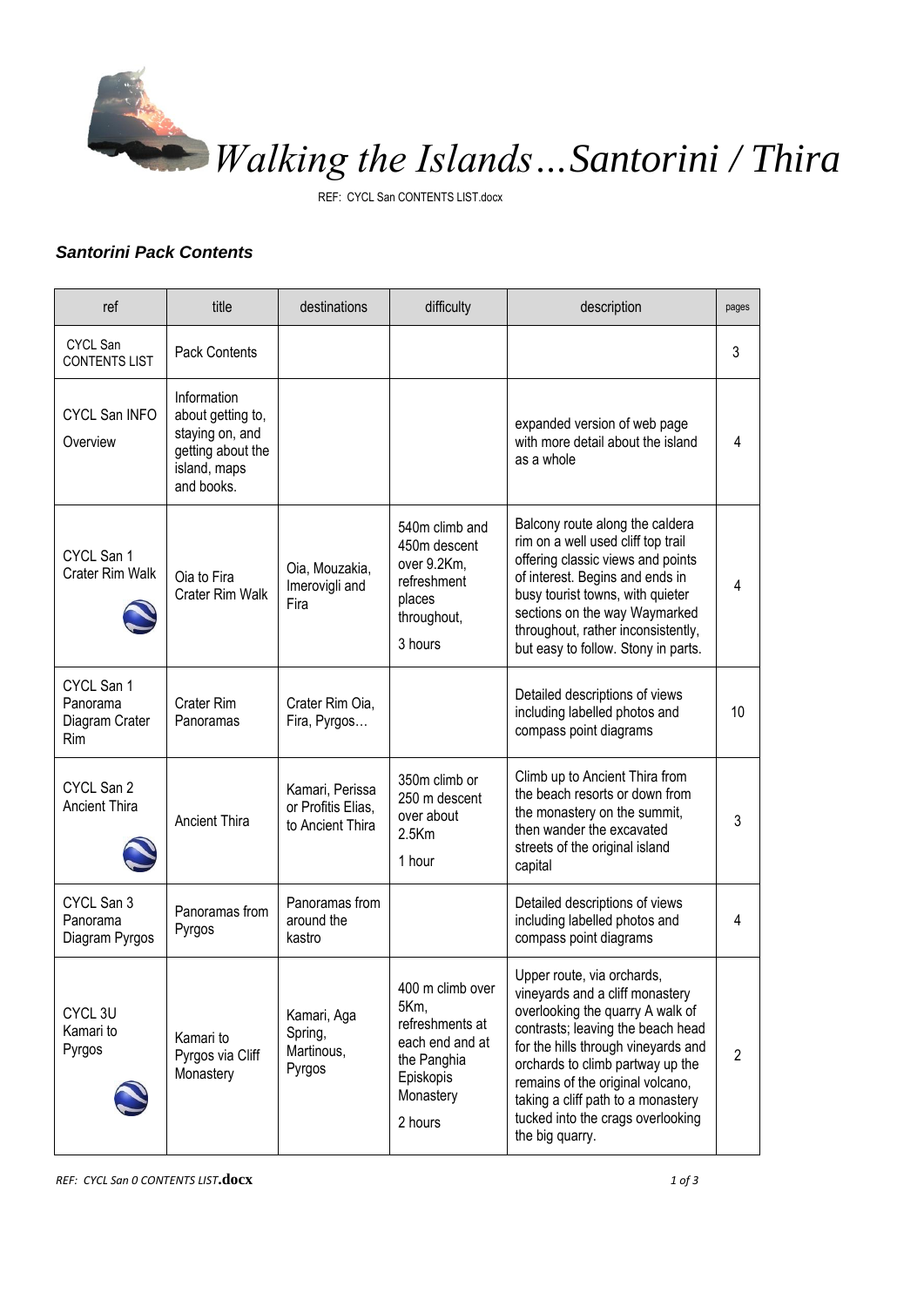# Walking the Islands…Santorini / Thira

REF: CYCL San CONTENTS LIST.docx

### *Santorini Pack Contents*

| ref | title | destinations | difficulty | description | pages |
|---|---|---|---|---|---|
| CYCL San CONTENTS LIST | Pack Contents | | | | 3 |
| CYCL San INFO Overview | Information about getting to, staying on, and getting about the island, maps and books. | | | expanded version of web page with more detail about the island as a whole | 4 |
| CYCL San 1 Crater Rim Walk | Oia to Fira Crater Rim Walk | Oia, Mouzakia, Imerovigli and Fira | 540m climb and 450m descent over 9.2Km, refreshment places throughout, 3 hours | Balcony route along the caldera rim on a well used cliff top trail offering classic views and points of interest. Begins and ends in busy tourist towns, with quieter sections on the way Waymarked throughout, rather inconsistently, but easy to follow. Stony in parts. | 4 |
| CYCL San 1 Panorama Diagram Crater Rim | Crater Rim Panoramas | Crater Rim Oia, Fira, Pyrgos… | | Detailed descriptions of views including labelled photos and compass point diagrams | 10 |
| CYCL San 2 Ancient Thira | Ancient Thira | Kamari, Perissa or Profitis Elias, to Ancient Thira | 350m climb or 250 m descent over about 2.5Km 1 hour | Climb up to Ancient Thira from the beach resorts or down from the monastery on the summit, then wander the excavated streets of the original island capital | 3 |
| CYCL San 3 Panorama Diagram Pyrgos | Panoramas from Pyrgos | Panoramas from around the kastro | | Detailed descriptions of views including labelled photos and compass point diagrams | 4 |
| CYCL 3U Kamari to Pyrgos | Kamari to Pyrgos via Cliff Monastery | Kamari, Aga Spring, Martinous, Pyrgos | 400 m climb over 5Km, refreshments at each end and at the Panghia Episkopis Monastery 2 hours | Upper route, via orchards, vineyards and a cliff monastery overlooking the quarry A walk of contrasts; leaving the beach head for the hills through vineyards and orchards to climb partway up the remains of the original volcano, taking a cliff path to a monastery tucked into the crags overlooking the big quarry. | 2 |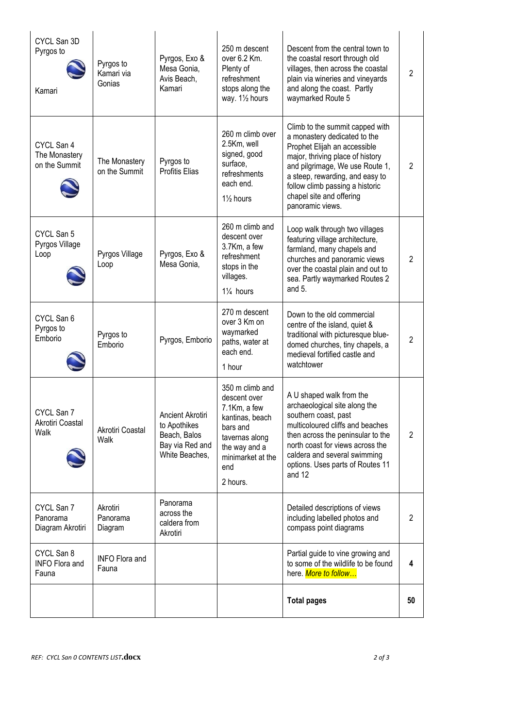| | | | | | |
|---|---|---|---|---|---|
| CYCL San 3D Pyrgos to Kamari | Pyrgos to Kamari via Gonias | Pyrgos, Exo & Mesa Gonia, Avis Beach, Kamari | 250 m descent over 6.2 Km. Plenty of refreshment stops along the way. 1½ hours | Descent from the central town to the coastal resort through old villages, then across the coastal plain via wineries and vineyards and along the coast. Partly waymarked Route 5 | 2 |
| CYCL San 4 The Monastery on the Summit | The Monastery on the Summit | Pyrgos to Profitis Elias | 260 m climb over 2.5Km, well signed, good surface, refreshments each end. 1½ hours | Climb to the summit capped with a monastery dedicated to the Prophet Elijah an accessible major, thriving place of history and pilgrimage, We use Route 1, a steep, rewarding, and easy to follow climb passing a historic chapel site and offering panoramic views. | 2 |
| CYCL San 5 Pyrgos Village Loop | Pyrgos Village Loop | Pyrgos, Exo & Mesa Gonia, | 260 m climb and descent over 3.7Km, a few refreshment stops in the villages. 1¼ hours | Loop walk through two villages featuring village architecture, farmland, many chapels and churches and panoramic views over the coastal plain and out to sea. Partly waymarked Routes 2 and 5. | 2 |
| CYCL San 6 Pyrgos to Emborio | Pyrgos to Emborio | Pyrgos, Emborio | 270 m descent over 3 Km on waymarked paths, water at each end. 1 hour | Down to the old commercial centre of the island, quiet & traditional with picturesque blue-domed churches, tiny chapels, a medieval fortified castle and watchtower | 2 |
| CYCL San 7 Akrotiri Coastal Walk | Akrotiri Coastal Walk | Ancient Akrotiri to Apothikes Beach, Balos Bay via Red and White Beaches, | 350 m climb and descent over 7.1Km, a few kantinas, beach bars and tavernas along the way and a minimarket at the end 2 hours. | A U shaped walk from the archaeological site along the southern coast, past multicoloured cliffs and beaches then across the peninsular to the north coast for views across the caldera and several swimming options. Uses parts of Routes 11 and 12 | 2 |
| CYCL San 7 Panorama Diagram Akrotiri | Akrotiri Panorama Diagram | Panorama across the caldera from Akrotiri | | Detailed descriptions of views including labelled photos and compass point diagrams | 2 |
| CYCL San 8 INFO Flora and Fauna | INFO Flora and Fauna | | | Partial guide to vine growing and to some of the wildlife to be found here. *More to follow…* | **4** |
| | | | | **Total pages** | **50** |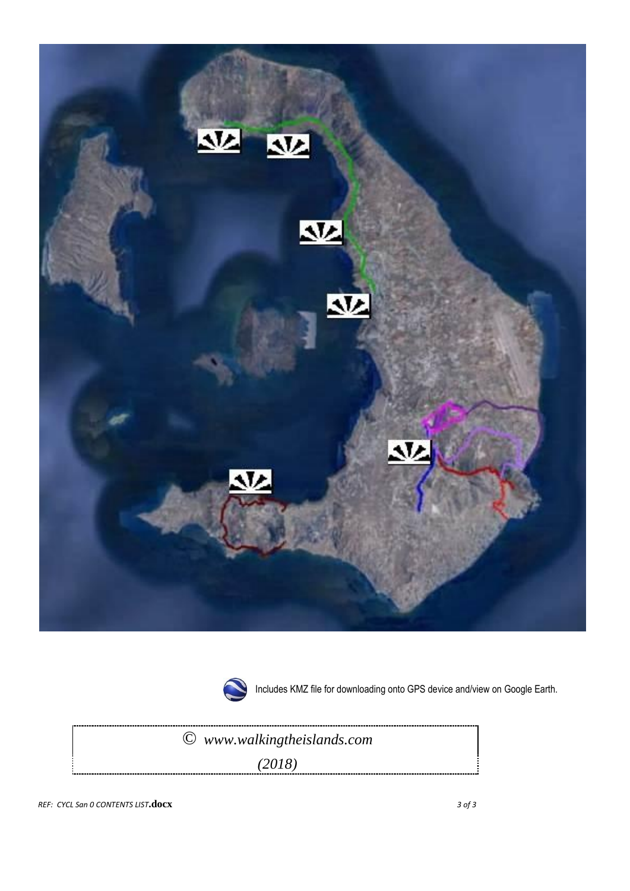Includes KMZ file for downloading onto GPS device and/view on Google Earth.

© *www.walkingtheislands.com*

*(2018)*